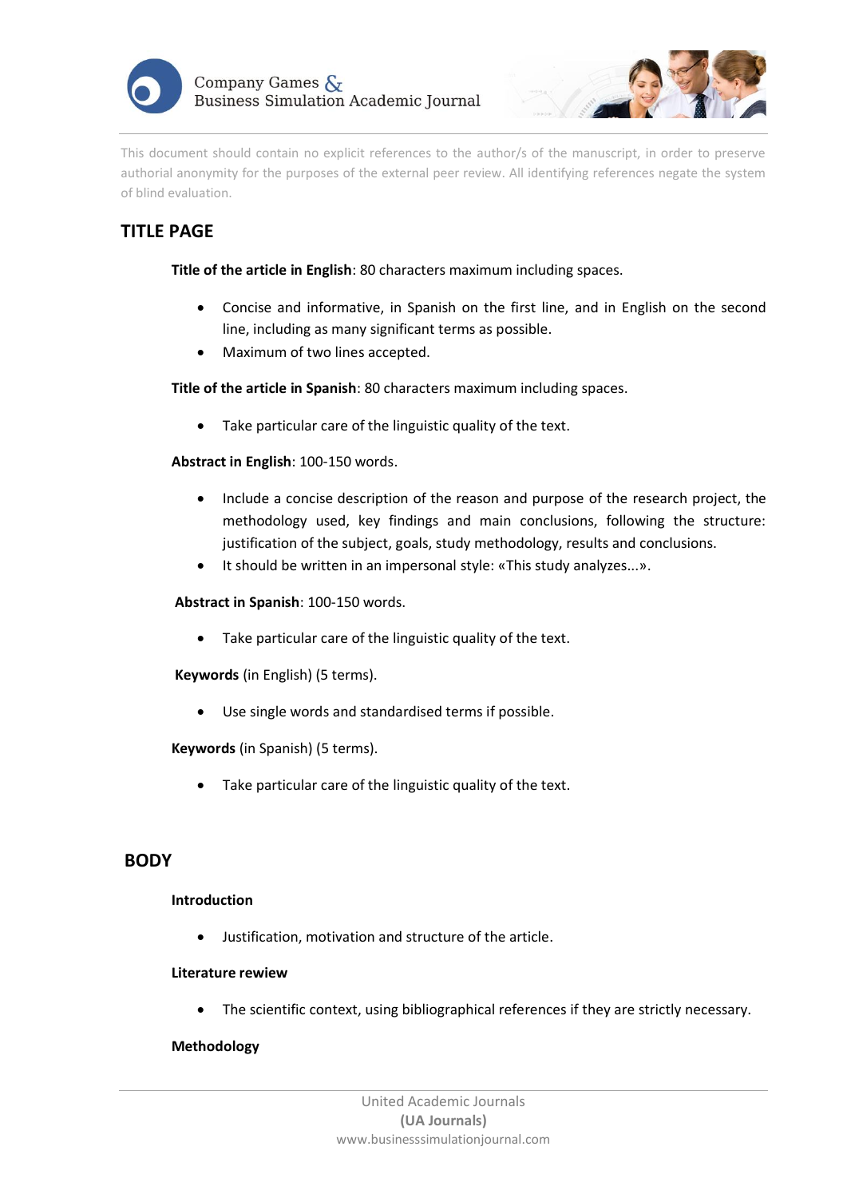This document should contain no explicit references to the author/s of the manuscript, in order to preserve authorial anonymity for the purposes of the external peer review. All identifying references negate the system of blind evaluation.

## TITLE PAGE

**Title of the article in English**: 80 characters maximum including spaces.

- Concise and informative, in Spanish on the first line, and in English on the second line, including as many significant terms as possible.
- Maximum of two lines accepted.

**Title of the article in Spanish**: 80 characters maximum including spaces.

- Take particular care of the linguistic quality of the text.

**Abstract in English**: 100-150 words.

- Include a concise description of the reason and purpose of the research project, the methodology used, key findings and main conclusions, following the structure: justification of the subject, goals, study methodology, results and conclusions.
- It should be written in an impersonal style: «This study analyzes...».

**Abstract in Spanish**: 100-150 words.

- Take particular care of the linguistic quality of the text.

**Keywords** (in English) (5 terms).

- Use single words and standardised terms if possible.

**Keywords** (in Spanish) (5 terms).

- Take particular care of the linguistic quality of the text.

## BODY

**Introduction**

- Justification, motivation and structure of the article.

**Literature rewiew**

- The scientific context, using bibliographical references if they are strictly necessary.

**Methodology**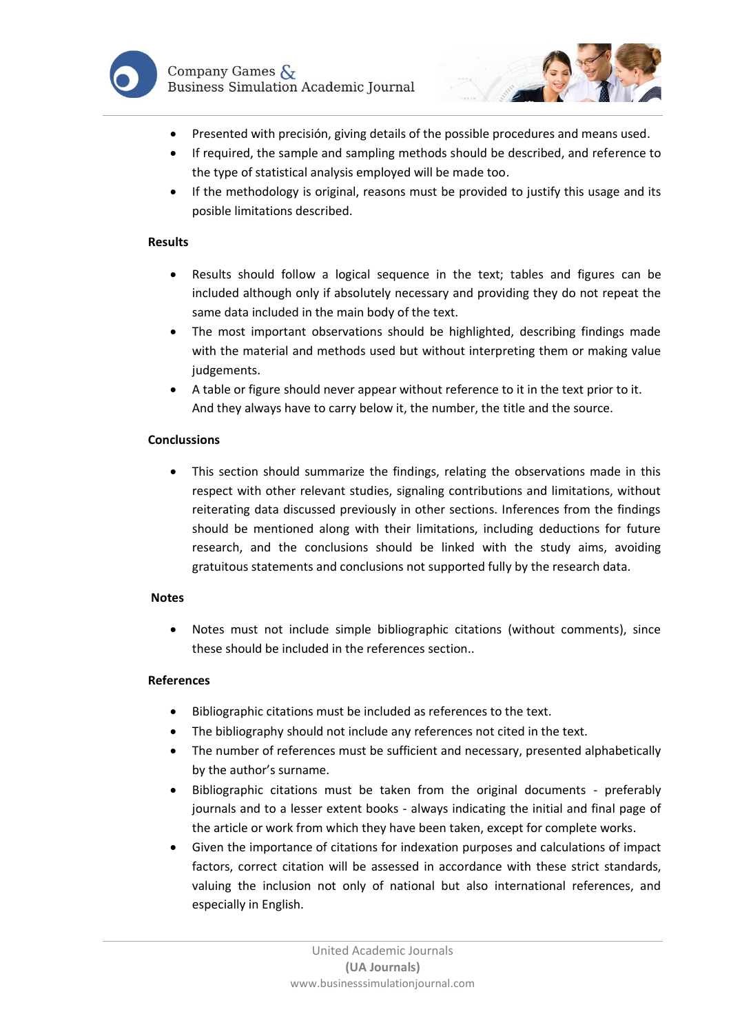- Presented with precisión, giving details of the possible procedures and means used.
- If required, the sample and sampling methods should be described, and reference to the type of statistical analysis employed will be made too.
- If the methodology is original, reasons must be provided to justify this usage and its posible limitations described.

**Results**

- Results should follow a logical sequence in the text; tables and figures can be included although only if absolutely necessary and providing they do not repeat the same data included in the main body of the text.
- The most important observations should be highlighted, describing findings made with the material and methods used but without interpreting them or making value judgements.
- A table or figure should never appear without reference to it in the text prior to it. And they always have to carry below it, the number, the title and the source.

**Conclussions**

- This section should summarize the findings, relating the observations made in this respect with other relevant studies, signaling contributions and limitations, without reiterating data discussed previously in other sections. Inferences from the findings should be mentioned along with their limitations, including deductions for future research, and the conclusions should be linked with the study aims, avoiding gratuitous statements and conclusions not supported fully by the research data.

**Notes**

- Notes must not include simple bibliographic citations (without comments), since these should be included in the references section..

**References**

- Bibliographic citations must be included as references to the text.
- The bibliography should not include any references not cited in the text.
- The number of references must be sufficient and necessary, presented alphabetically by the author's surname.
- Bibliographic citations must be taken from the original documents - preferably journals and to a lesser extent books - always indicating the initial and final page of the article or work from which they have been taken, except for complete works.
- Given the importance of citations for indexation purposes and calculations of impact factors, correct citation will be assessed in accordance with these strict standards, valuing the inclusion not only of national but also international references, and especially in English.